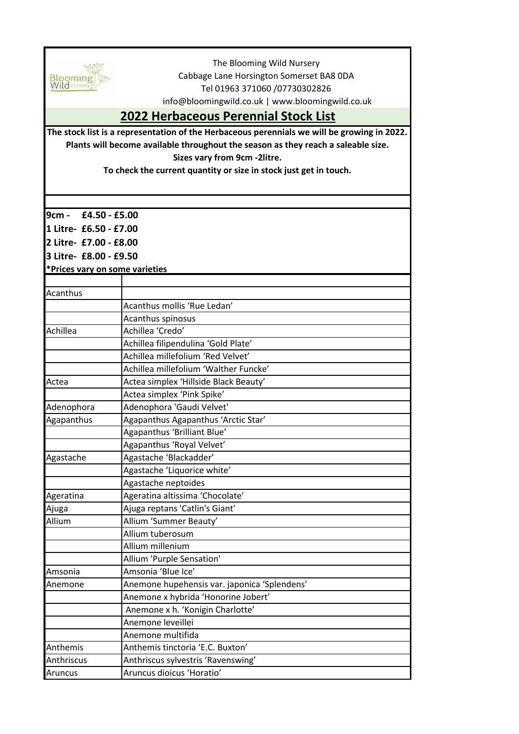The Blooming Wild Nursery
Cabbage Lane Horsington Somerset BA8 0DA
Tel 01963 371060 /07730302826
info@bloomingwild.co.uk | www.bloomingwild.co.uk

## 2022 Herbaceous Perennial Stock List

**The stock list is a representation of the Herbaceous perennials we will be growing in 2022.**
**Plants will become available throughout the season as they reach a saleable size.**
**Sizes vary from 9cm -2litre.**
**To check the current quantity or size in stock just get in touch.**

**9cm - £4.50 - £5.00**
**1 Litre- £6.50 - £7.00**
**2 Litre- £7.00 - £8.00**
**3 Litre- £8.00 - £9.50**
***Prices vary on some varieties**

| | |
|---|---|
| Acanthus | |
| | Acanthus mollis 'Rue Ledan' |
| | Acanthus spinosus |
| Achillea | Achillea 'Credo' |
| | Achillea filipendulina 'Gold Plate' |
| | Achillea millefolium 'Red Velvet' |
| | Achillea millefolium 'Walther Funcke' |
| Actea | Actea simplex 'Hillside Black Beauty' |
| | Actea simplex 'Pink Spike' |
| Adenophora | Adenophora 'Gaudi Velvet' |
| Agapanthus | Agapanthus Agapanthus 'Arctic Star' |
| | Agapanthus 'Brilliant Blue' |
| | Agapanthus 'Royal Velvet' |
| Agastache | Agastache 'Blackadder' |
| | Agastache 'Liquorice white' |
| | Agastache neptoides |
| Ageratina | Ageratina altissima 'Chocolate' |
| Ajuga | Ajuga reptans 'Catlin's Giant' |
| Allium | Allium 'Summer Beauty' |
| | Allium tuberosum |
| | Allium millenium |
| | Allium 'Purple Sensation' |
| Amsonia | Amsonia 'Blue Ice' |
| Anemone | Anemone hupehensis var. japonica 'Splendens' |
| | Anemone x hybrida 'Honorine Jobert' |
| | Anemone x h. 'Konigin Charlotte' |
| | Anemone leveillei |
| | Anemone multifida |
| Anthemis | Anthemis tinctoria 'E.C. Buxton' |
| Anthriscus | Anthriscus sylvestris 'Ravenswing' |
| Aruncus | Aruncus dioicus 'Horatio' |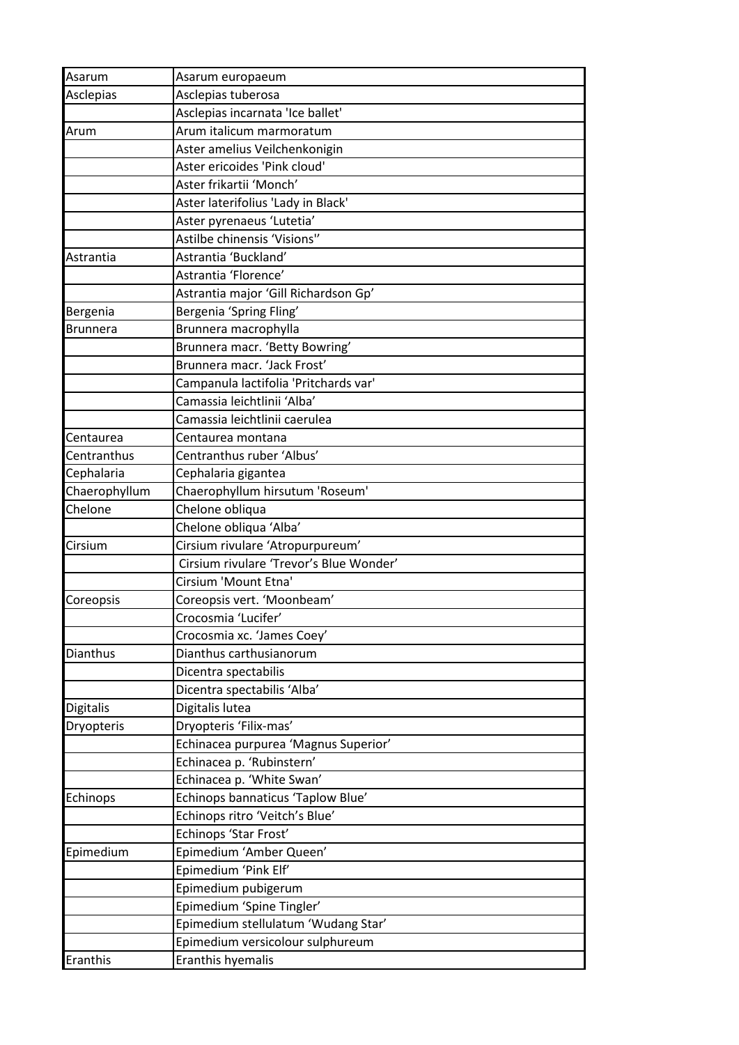| Asarum | Asarum europaeum |
| --- | --- |
| Asclepias | Asclepias tuberosa |
| | Asclepias incarnata 'Ice ballet' |
| Arum | Arum italicum marmoratum |
| | Aster amelius Veilchenkonigin |
| | Aster ericoides 'Pink cloud' |
| | Aster frikartii ‘Monch’ |
| | Aster laterifolius 'Lady in Black' |
| | Aster pyrenaeus ‘Lutetia’ |
| | Astilbe chinensis ‘Visions’’ |
| Astrantia | Astrantia ‘Buckland’ |
| | Astrantia ‘Florence’ |
| | Astrantia major ‘Gill Richardson Gp’ |
| Bergenia | Bergenia ‘Spring Fling’ |
| Brunnera | Brunnera macrophylla |
| | Brunnera macr. ‘Betty Bowring’ |
| | Brunnera macr. ‘Jack Frost’ |
| | Campanula lactifolia 'Pritchards var' |
| | Camassia leichtlinii ‘Alba’ |
| | Camassia leichtlinii caerulea |
| Centaurea | Centaurea montana |
| Centranthus | Centranthus ruber ‘Albus’ |
| Cephalaria | Cephalaria gigantea |
| Chaerophyllum | Chaerophyllum hirsutum 'Roseum' |
| Chelone | Chelone obliqua |
| | Chelone obliqua ‘Alba’ |
| Cirsium | Cirsium rivulare ‘Atropurpureum’ |
| | Cirsium rivulare ‘Trevor’s Blue Wonder’ |
| | Cirsium 'Mount Etna' |
| Coreopsis | Coreopsis vert. ‘Moonbeam’ |
| | Crocosmia ‘Lucifer’ |
| | Crocosmia xc. ‘James Coey’ |
| Dianthus | Dianthus carthusianorum |
| | Dicentra spectabilis |
| | Dicentra spectabilis ‘Alba’ |
| Digitalis | Digitalis lutea |
| Dryopteris | Dryopteris ‘Filix-mas’ |
| | Echinacea purpurea ‘Magnus Superior’ |
| | Echinacea p. ‘Rubinstern’ |
| | Echinacea p. ‘White Swan’ |
| Echinops | Echinops bannaticus ‘Taplow Blue’ |
| | Echinops ritro ‘Veitch’s Blue’ |
| | Echinops ‘Star Frost’ |
| Epimedium | Epimedium ‘Amber Queen’ |
| | Epimedium ‘Pink Elf’ |
| | Epimedium pubigerum |
| | Epimedium ‘Spine Tingler’ |
| | Epimedium stellulatum ‘Wudang Star’ |
| | Epimedium versicolour sulphureum |
| Eranthis | Eranthis hyemalis |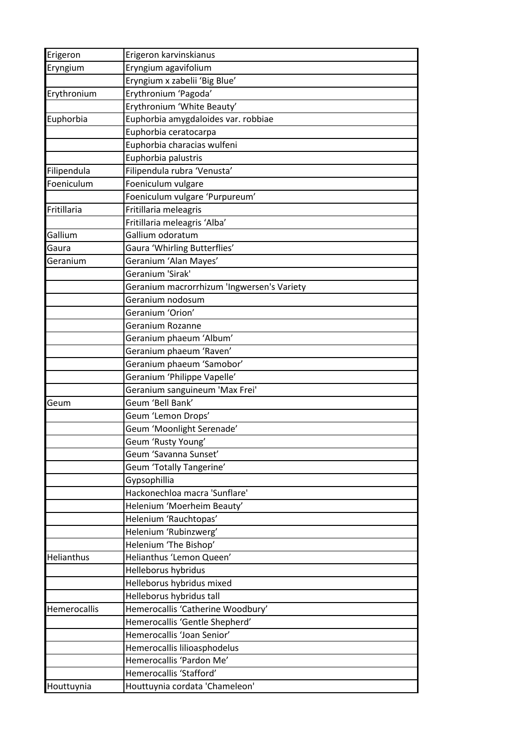| Erigeron | Erigeron karvinskianus |
|---|---|
| Eryngium | Eryngium agavifolium |
| | Eryngium x zabelii 'Big Blue' |
| Erythronium | Erythronium 'Pagoda' |
| | Erythronium 'White Beauty' |
| Euphorbia | Euphorbia amygdaloides var. robbiae |
| | Euphorbia ceratocarpa |
| | Euphorbia characias wulfeni |
| | Euphorbia palustris |
| Filipendula | Filipendula rubra 'Venusta' |
| Foeniculum | Foeniculum vulgare |
| | Foeniculum vulgare 'Purpureum' |
| Fritillaria | Fritillaria meleagris |
| | Fritillaria meleagris 'Alba' |
| Gallium | Gallium odoratum |
| Gaura | Gaura 'Whirling Butterflies' |
| Geranium | Geranium 'Alan Mayes' |
| | Geranium 'Sirak' |
| | Geranium macrorrhizum 'Ingwersen's Variety |
| | Geranium nodosum |
| | Geranium 'Orion' |
| | Geranium Rozanne |
| | Geranium phaeum 'Album' |
| | Geranium phaeum 'Raven' |
| | Geranium phaeum 'Samobor' |
| | Geranium 'Philippe Vapelle' |
| | Geranium sanguineum 'Max Frei' |
| Geum | Geum 'Bell Bank' |
| | Geum 'Lemon Drops' |
| | Geum 'Moonlight Serenade' |
| | Geum 'Rusty Young' |
| | Geum 'Savanna Sunset' |
| | Geum 'Totally Tangerine' |
| | Gypsophillia |
| | Hackonechloa macra 'Sunflare' |
| | Helenium 'Moerheim Beauty' |
| | Helenium 'Rauchtopas' |
| | Helenium 'Rubinzwerg' |
| | Helenium 'The Bishop' |
| Helianthus | Helianthus 'Lemon Queen' |
| | Helleborus hybridus |
| | Helleborus hybridus mixed |
| | Helleborus hybridus tall |
| Hemerocallis | Hemerocallis 'Catherine Woodbury' |
| | Hemerocallis 'Gentle Shepherd' |
| | Hemerocallis 'Joan Senior' |
| | Hemerocallis lilioasphodelus |
| | Hemerocallis 'Pardon Me' |
| | Hemerocallis 'Stafford' |
| Houttuynia | Houttuynia cordata 'Chameleon' |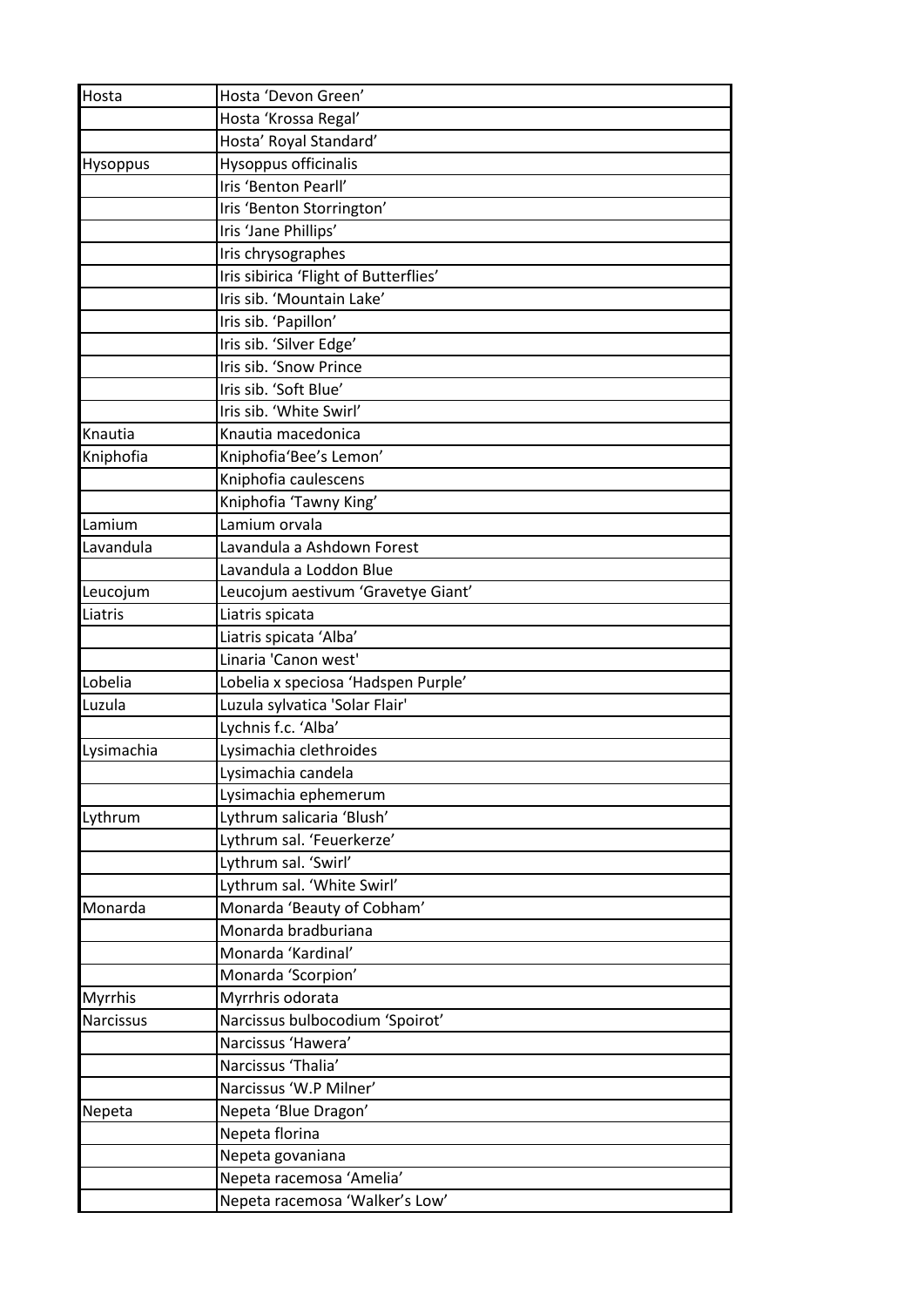| Hosta | Hosta 'Devon Green' |
|---|---|
| | Hosta 'Krossa Regal' |
| | Hosta' Royal Standard' |
| Hysoppus | Hysoppus officinalis |
| | Iris 'Benton Pearll' |
| | Iris 'Benton Storrington' |
| | Iris 'Jane Phillips' |
| | Iris chrysographes |
| | Iris sibirica 'Flight of Butterflies' |
| | Iris sib. 'Mountain Lake' |
| | Iris sib. 'Papillon' |
| | Iris sib. 'Silver Edge' |
| | Iris sib. 'Snow Prince |
| | Iris sib. 'Soft Blue' |
| | Iris sib. 'White Swirl' |
| Knautia | Knautia macedonica |
| Kniphofia | Kniphofia'Bee's Lemon' |
| | Kniphofia caulescens |
| | Kniphofia 'Tawny King' |
| Lamium | Lamium orvala |
| Lavandula | Lavandula a Ashdown Forest |
| | Lavandula a Loddon Blue |
| Leucojum | Leucojum aestivum 'Gravetye Giant' |
| Liatris | Liatris spicata |
| | Liatris spicata 'Alba' |
| | Linaria 'Canon west' |
| Lobelia | Lobelia x speciosa 'Hadspen Purple' |
| Luzula | Luzula sylvatica 'Solar Flair' |
| | Lychnis f.c. 'Alba' |
| Lysimachia | Lysimachia clethroides |
| | Lysimachia candela |
| | Lysimachia ephemerum |
| Lythrum | Lythrum salicaria 'Blush' |
| | Lythrum sal. 'Feuerkerze' |
| | Lythrum sal. 'Swirl' |
| | Lythrum sal. 'White Swirl' |
| Monarda | Monarda 'Beauty of Cobham' |
| | Monarda bradburiana |
| | Monarda 'Kardinal' |
| | Monarda 'Scorpion' |
| Myrrhis | Myrrhis odorata |
| Narcissus | Narcissus bulbocodium 'Spoirot' |
| | Narcissus 'Hawera' |
| | Narcissus 'Thalia' |
| | Narcissus 'W.P Milner' |
| Nepeta | Nepeta 'Blue Dragon' |
| | Nepeta florina |
| | Nepeta govaniana |
| | Nepeta racemosa 'Amelia' |
| | Nepeta racemosa 'Walker's Low' |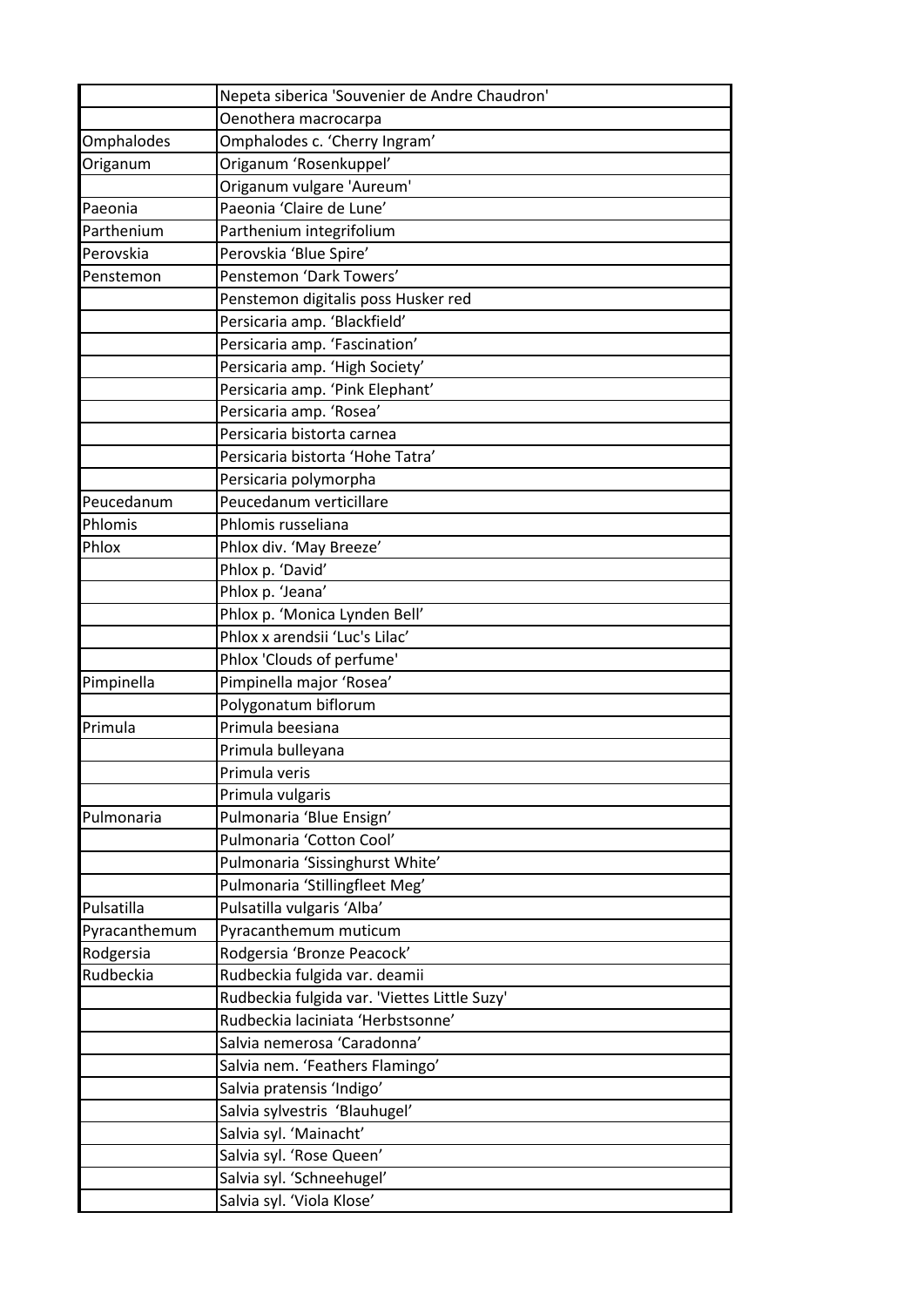| | |
|---|---|
| | Nepeta siberica 'Souvenier de Andre Chaudron' |
| | Oenothera macrocarpa |
| Omphalodes | Omphalodes c. 'Cherry Ingram' |
| Origanum | Origanum 'Rosenkuppel' |
| | Origanum vulgare 'Aureum' |
| Paeonia | Paeonia 'Claire de Lune' |
| Parthenium | Parthenium integrifolium |
| Perovskia | Perovskia 'Blue Spire' |
| Penstemon | Penstemon 'Dark Towers' |
| | Penstemon digitalis poss Husker red |
| | Persicaria amp. 'Blackfield' |
| | Persicaria amp. 'Fascination' |
| | Persicaria amp. 'High Society' |
| | Persicaria amp. 'Pink Elephant' |
| | Persicaria amp. 'Rosea' |
| | Persicaria bistorta carnea |
| | Persicaria bistorta 'Hohe Tatra' |
| | Persicaria polymorpha |
| Peucedanum | Peucedanum verticillare |
| Phlomis | Phlomis russeliana |
| Phlox | Phlox div. 'May Breeze' |
| | Phlox p. 'David' |
| | Phlox p. 'Jeana' |
| | Phlox p. 'Monica Lynden Bell' |
| | Phlox x arendsii 'Luc's Lilac' |
| | Phlox 'Clouds of perfume' |
| Pimpinella | Pimpinella major 'Rosea' |
| | Polygonatum biflorum |
| Primula | Primula beesiana |
| | Primula bulleyana |
| | Primula veris |
| | Primula vulgaris |
| Pulmonaria | Pulmonaria 'Blue Ensign' |
| | Pulmonaria 'Cotton Cool' |
| | Pulmonaria 'Sissinghurst White' |
| | Pulmonaria 'Stillingfleet Meg' |
| Pulsatilla | Pulsatilla vulgaris 'Alba' |
| Pyracanthemum | Pyracanthemum muticum |
| Rodgersia | Rodgersia 'Bronze Peacock' |
| Rudbeckia | Rudbeckia fulgida var. deamii |
| | Rudbeckia fulgida var. 'Viettes Little Suzy' |
| | Rudbeckia laciniata 'Herbstsonne' |
| | Salvia nemerosa 'Caradonna' |
| | Salvia nem. 'Feathers Flamingo' |
| | Salvia pratensis 'Indigo' |
| | Salvia sylvestris 'Blauhugel' |
| | Salvia syl. 'Mainacht' |
| | Salvia syl. 'Rose Queen' |
| | Salvia syl. 'Schneehugel' |
| | Salvia syl. 'Viola Klose' |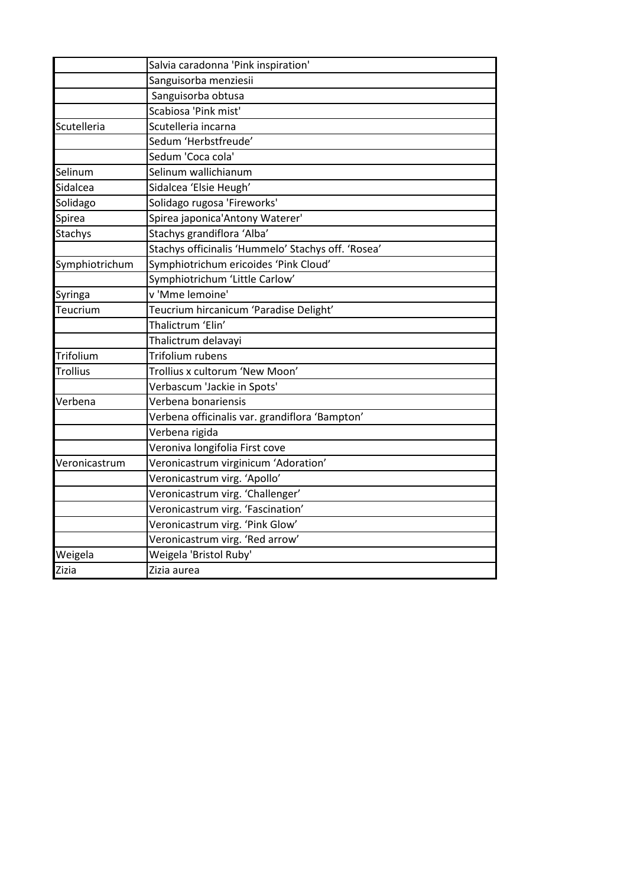| | |
|---|---|
| | Salvia caradonna 'Pink inspiration' |
| | Sanguisorba menziesii |
| | Sanguisorba obtusa |
| | Scabiosa 'Pink mist' |
| Scutelleria | Scutelleria incarna |
| | Sedum 'Herbstfreude' |
| | Sedum 'Coca cola' |
| Selinum | Selinum wallichianum |
| Sidalcea | Sidalcea 'Elsie Heugh' |
| Solidago | Solidago rugosa 'Fireworks' |
| Spirea | Spirea japonica'Antony Waterer' |
| Stachys | Stachys grandiflora 'Alba' |
| | Stachys officinalis 'Hummelo' Stachys off. 'Rosea' |
| Symphiotrichum | Symphiotrichum ericoides 'Pink Cloud' |
| | Symphiotrichum 'Little Carlow' |
| Syringa | v 'Mme lemoine' |
| Teucrium | Teucrium hircanicum 'Paradise Delight' |
| | Thalictrum 'Elin' |
| | Thalictrum delavayi |
| Trifolium | Trifolium rubens |
| Trollius | Trollius x cultorum 'New Moon' |
| | Verbascum 'Jackie in Spots' |
| Verbena | Verbena bonariensis |
| | Verbena officinalis var. grandiflora 'Bampton' |
| | Verbena rigida |
| | Veroniva longifolia First cove |
| Veronicastrum | Veronicastrum virginicum 'Adoration' |
| | Veronicastrum virg. 'Apollo' |
| | Veronicastrum virg. 'Challenger' |
| | Veronicastrum virg. 'Fascination' |
| | Veronicastrum virg. 'Pink Glow' |
| | Veronicastrum virg. 'Red arrow' |
| Weigela | Weigela 'Bristol Ruby' |
| Zizia | Zizia aurea |